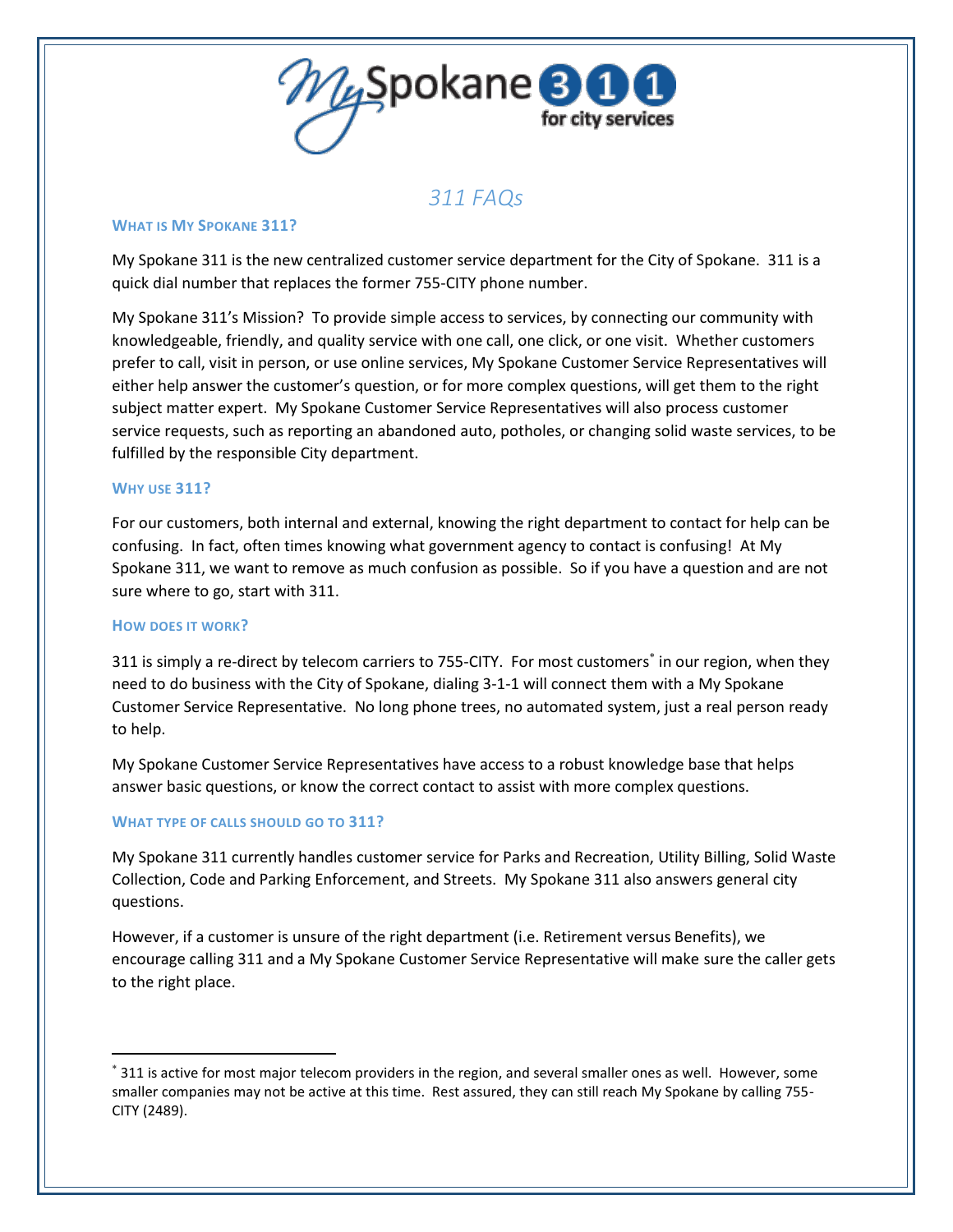# My Spokane 311 for city services

## 311 FAQs

### What is My Spokane 311?

My Spokane 311 is the new centralized customer service department for the City of Spokane. 311 is a quick dial number that replaces the former 755-CITY phone number.

My Spokane 311's Mission? To provide simple access to services, by connecting our community with knowledgeable, friendly, and quality service with one call, one click, or one visit. Whether customers prefer to call, visit in person, or use online services, My Spokane Customer Service Representatives will either help answer the customer's question, or for more complex questions, will get them to the right subject matter expert. My Spokane Customer Service Representatives will also process customer service requests, such as reporting an abandoned auto, potholes, or changing solid waste services, to be fulfilled by the responsible City department.

### Why use 311?

For our customers, both internal and external, knowing the right department to contact for help can be confusing. In fact, often times knowing what government agency to contact is confusing! At My Spokane 311, we want to remove as much confusion as possible. So if you have a question and are not sure where to go, start with 311.

### How does it work?

311 is simply a re-direct by telecom carriers to 755-CITY. For most customers[*] in our region, when they need to do business with the City of Spokane, dialing 3-1-1 will connect them with a My Spokane Customer Service Representative. No long phone trees, no automated system, just a real person ready to help.

My Spokane Customer Service Representatives have access to a robust knowledge base that helps answer basic questions, or know the correct contact to assist with more complex questions.

### What type of calls should go to 311?

My Spokane 311 currently handles customer service for Parks and Recreation, Utility Billing, Solid Waste Collection, Code and Parking Enforcement, and Streets. My Spokane 311 also answers general city questions.

However, if a customer is unsure of the right department (i.e. Retirement versus Benefits), we encourage calling 311 and a My Spokane Customer Service Representative will make sure the caller gets to the right place.

---

[*] 311 is active for most major telecom providers in the region, and several smaller ones as well. However, some smaller companies may not be active at this time. Rest assured, they can still reach My Spokane by calling 755-CITY (2489).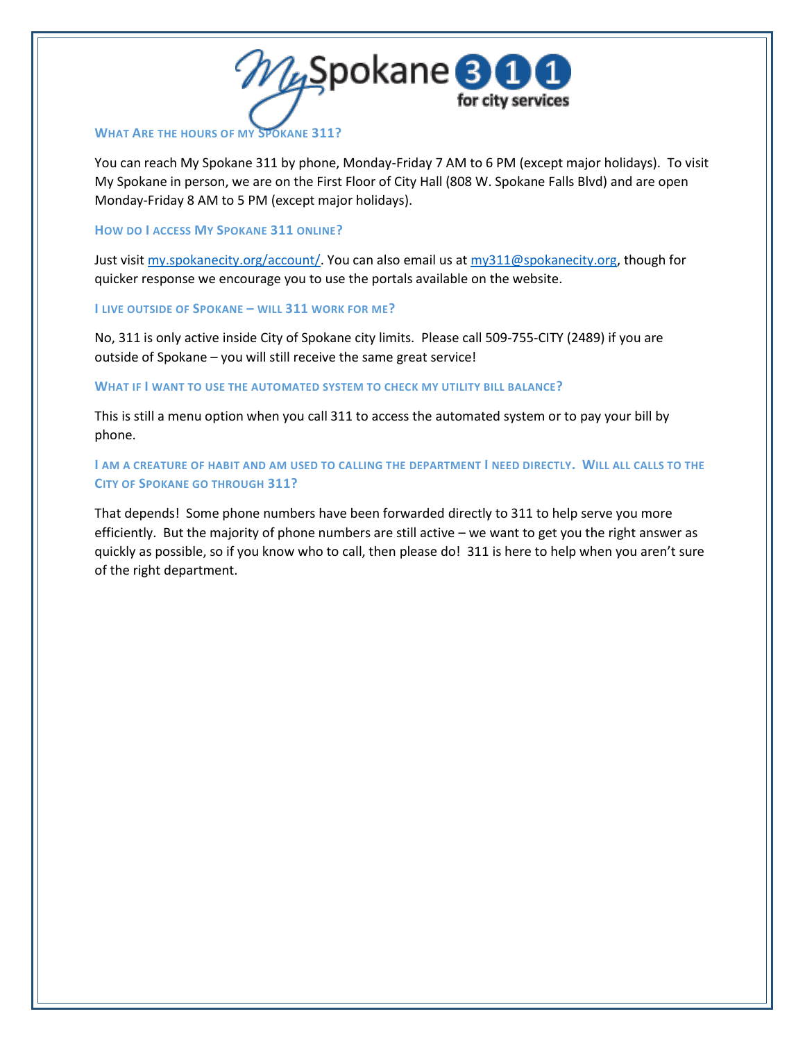MySpokane 311 for city services

### What Are the hours of My Spokane 311?

You can reach My Spokane 311 by phone, Monday-Friday 7 AM to 6 PM (except major holidays). To visit My Spokane in person, we are on the First Floor of City Hall (808 W. Spokane Falls Blvd) and are open Monday-Friday 8 AM to 5 PM (except major holidays).

### How do I access My Spokane 311 online?

Just visit [my.spokanecity.org/account/](my.spokanecity.org/account/). You can also email us at [my311@spokanecity.org](mailto:my311@spokanecity.org), though for quicker response we encourage you to use the portals available on the website.

### I live outside of Spokane – will 311 work for me?

No, 311 is only active inside City of Spokane city limits. Please call 509-755-CITY (2489) if you are outside of Spokane – you will still receive the same great service!

### What if I want to use the automated system to check my utility bill balance?

This is still a menu option when you call 311 to access the automated system or to pay your bill by phone.

### I am a creature of habit and am used to calling the department I need directly. Will all calls to the City of Spokane go through 311?

That depends! Some phone numbers have been forwarded directly to 311 to help serve you more efficiently. But the majority of phone numbers are still active – we want to get you the right answer as quickly as possible, so if you know who to call, then please do! 311 is here to help when you aren't sure of the right department.